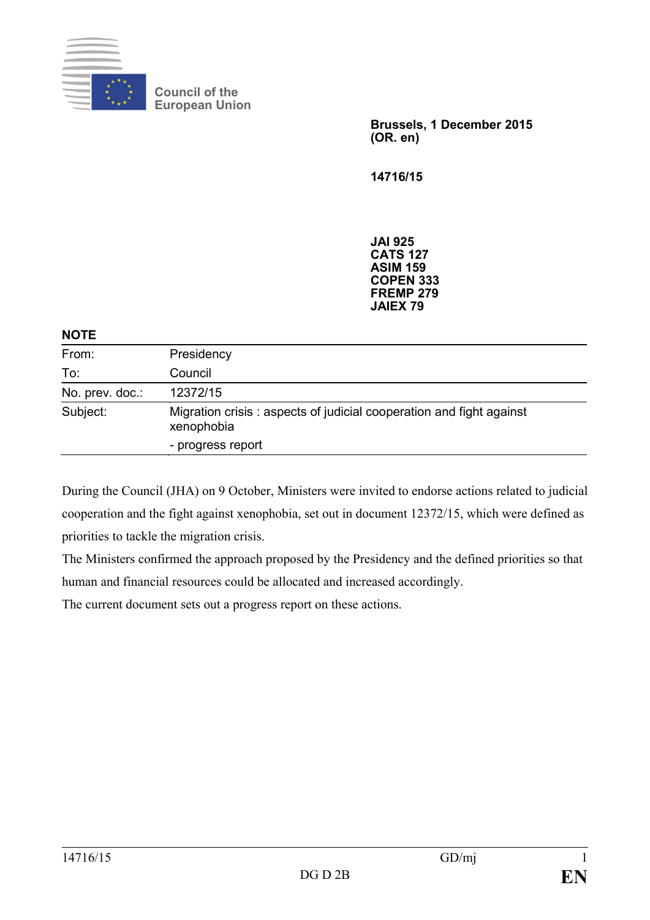Council of the European Union

**Brussels, 1 December 2015**
**(OR. en)**

**14716/15**

**JAI 925**
**CATS 127**
**ASIM 159**
**COPEN 333**
**FREMP 279**
**JAIEX 79**

**NOTE**

| | |
|---|---|
| From: | Presidency |
| To: | Council |
| No. prev. doc.: | 12372/15 |
| Subject: | Migration crisis : aspects of judicial cooperation and fight against xenophobia<br>- progress report |

During the Council (JHA) on 9 October, Ministers were invited to endorse actions related to judicial cooperation and the fight against xenophobia, set out in document 12372/15, which were defined as priorities to tackle the migration crisis.

The Ministers confirmed the approach proposed by the Presidency and the defined priorities so that human and financial resources could be allocated and increased accordingly.

The current document sets out a progress report on these actions.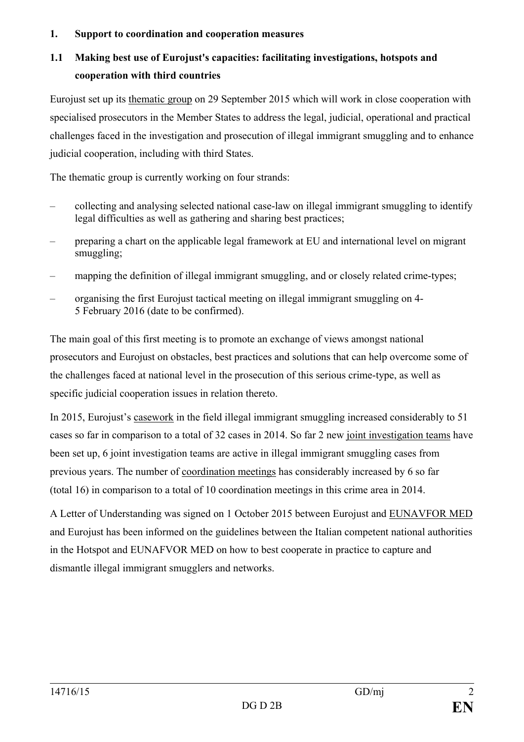## 1. Support to coordination and cooperation measures

### 1.1 Making best use of Eurojust's capacities: facilitating investigations, hotspots and cooperation with third countries

Eurojust set up its thematic group on 29 September 2015 which will work in close cooperation with specialised prosecutors in the Member States to address the legal, judicial, operational and practical challenges faced in the investigation and prosecution of illegal immigrant smuggling and to enhance judicial cooperation, including with third States.

The thematic group is currently working on four strands:

- collecting and analysing selected national case-law on illegal immigrant smuggling to identify legal difficulties as well as gathering and sharing best practices;
- preparing a chart on the applicable legal framework at EU and international level on migrant smuggling;
- mapping the definition of illegal immigrant smuggling, and or closely related crime-types;
- organising the first Eurojust tactical meeting on illegal immigrant smuggling on 4-5 February 2016 (date to be confirmed).

The main goal of this first meeting is to promote an exchange of views amongst national prosecutors and Eurojust on obstacles, best practices and solutions that can help overcome some of the challenges faced at national level in the prosecution of this serious crime-type, as well as specific judicial cooperation issues in relation thereto.

In 2015, Eurojust's casework in the field illegal immigrant smuggling increased considerably to 51 cases so far in comparison to a total of 32 cases in 2014. So far 2 new joint investigation teams have been set up, 6 joint investigation teams are active in illegal immigrant smuggling cases from previous years. The number of coordination meetings has considerably increased by 6 so far (total 16) in comparison to a total of 10 coordination meetings in this crime area in 2014.

A Letter of Understanding was signed on 1 October 2015 between Eurojust and EUNAVFOR MED and Eurojust has been informed on the guidelines between the Italian competent national authorities in the Hotspot and EUNAFVOR MED on how to best cooperate in practice to capture and dismantle illegal immigrant smugglers and networks.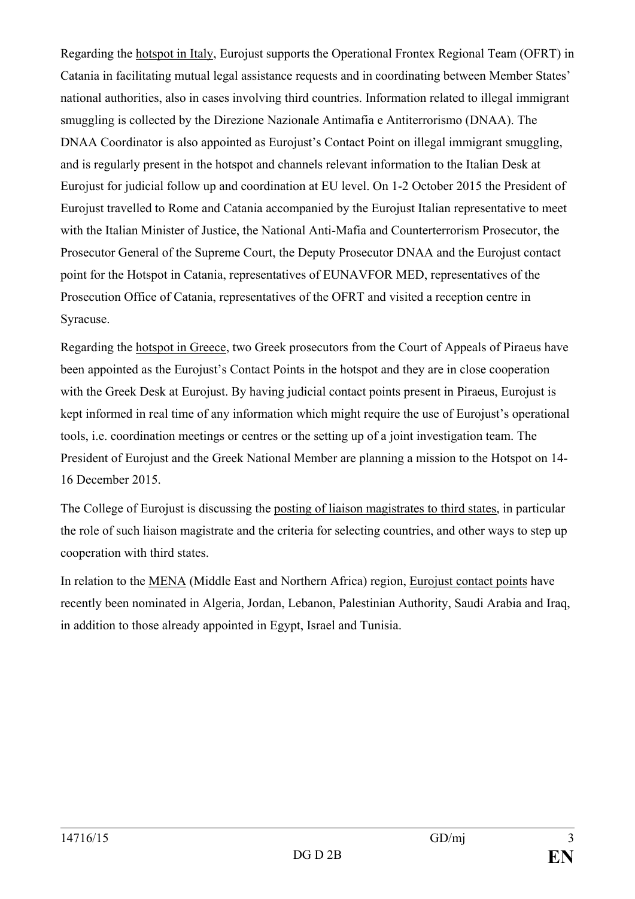Regarding the hotspot in Italy, Eurojust supports the Operational Frontex Regional Team (OFRT) in Catania in facilitating mutual legal assistance requests and in coordinating between Member States' national authorities, also in cases involving third countries. Information related to illegal immigrant smuggling is collected by the Direzione Nazionale Antimafia e Antiterrorismo (DNAA). The DNAA Coordinator is also appointed as Eurojust's Contact Point on illegal immigrant smuggling, and is regularly present in the hotspot and channels relevant information to the Italian Desk at Eurojust for judicial follow up and coordination at EU level. On 1-2 October 2015 the President of Eurojust travelled to Rome and Catania accompanied by the Eurojust Italian representative to meet with the Italian Minister of Justice, the National Anti-Mafia and Counterterrorism Prosecutor, the Prosecutor General of the Supreme Court, the Deputy Prosecutor DNAA and the Eurojust contact point for the Hotspot in Catania, representatives of EUNAVFOR MED, representatives of the Prosecution Office of Catania, representatives of the OFRT and visited a reception centre in Syracuse.

Regarding the hotspot in Greece, two Greek prosecutors from the Court of Appeals of Piraeus have been appointed as the Eurojust's Contact Points in the hotspot and they are in close cooperation with the Greek Desk at Eurojust. By having judicial contact points present in Piraeus, Eurojust is kept informed in real time of any information which might require the use of Eurojust's operational tools, i.e. coordination meetings or centres or the setting up of a joint investigation team. The President of Eurojust and the Greek National Member are planning a mission to the Hotspot on 14-16 December 2015.

The College of Eurojust is discussing the posting of liaison magistrates to third states, in particular the role of such liaison magistrate and the criteria for selecting countries, and other ways to step up cooperation with third states.

In relation to the MENA (Middle East and Northern Africa) region, Eurojust contact points have recently been nominated in Algeria, Jordan, Lebanon, Palestinian Authority, Saudi Arabia and Iraq, in addition to those already appointed in Egypt, Israel and Tunisia.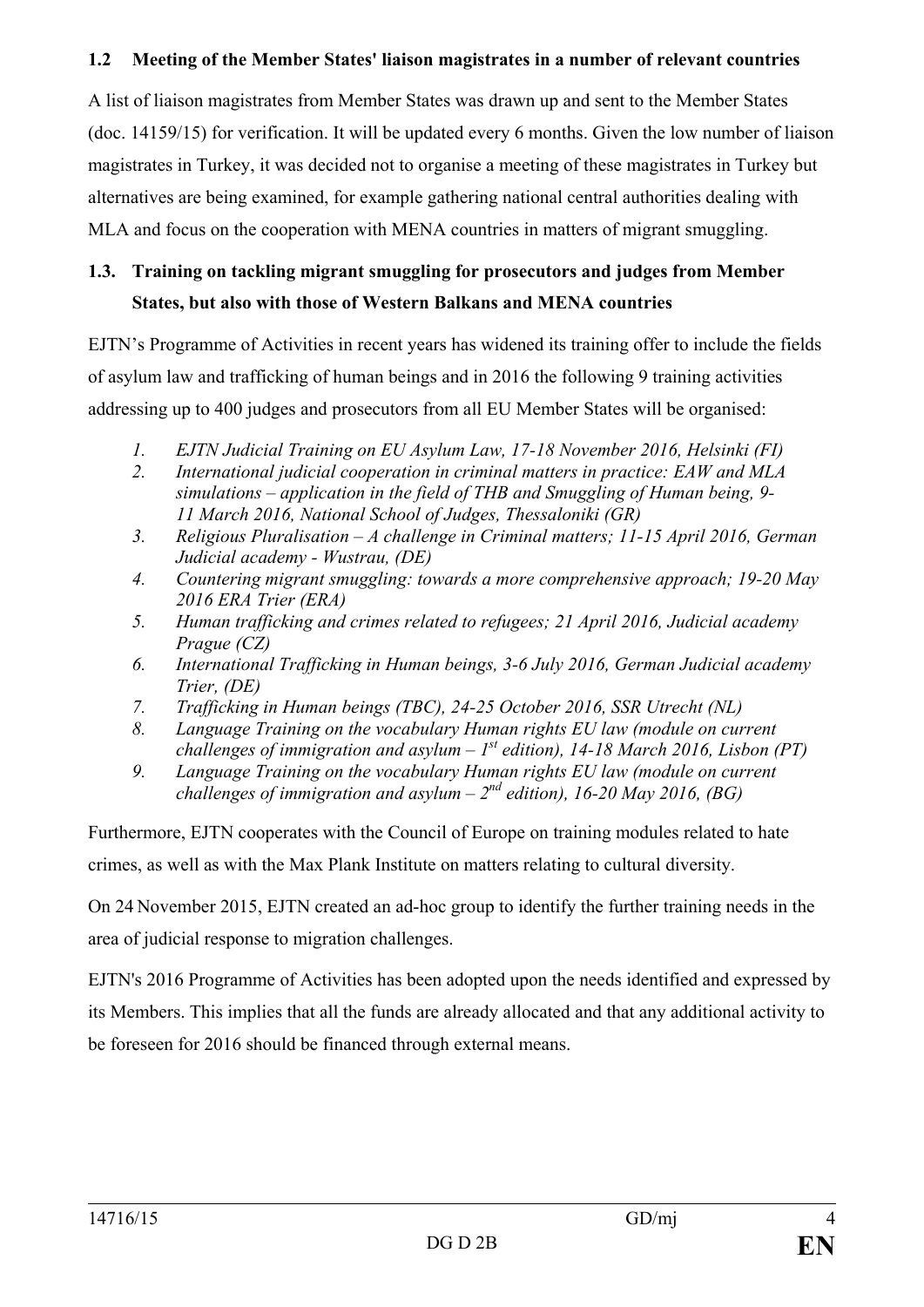### 1.2 Meeting of the Member States' liaison magistrates in a number of relevant countries

A list of liaison magistrates from Member States was drawn up and sent to the Member States (doc. 14159/15) for verification. It will be updated every 6 months. Given the low number of liaison magistrates in Turkey, it was decided not to organise a meeting of these magistrates in Turkey but alternatives are being examined, for example gathering national central authorities dealing with MLA and focus on the cooperation with MENA countries in matters of migrant smuggling.

### 1.3. Training on tackling migrant smuggling for prosecutors and judges from Member States, but also with those of Western Balkans and MENA countries

EJTN's Programme of Activities in recent years has widened its training offer to include the fields of asylum law and trafficking of human beings and in 2016 the following 9 training activities addressing up to 400 judges and prosecutors from all EU Member States will be organised:

1. *EJTN Judicial Training on EU Asylum Law, 17-18 November 2016, Helsinki (FI)*
2. *International judicial cooperation in criminal matters in practice: EAW and MLA simulations – application in the field of THB and Smuggling of Human being, 9-11 March 2016, National School of Judges, Thessaloniki (GR)*
3. *Religious Pluralisation – A challenge in Criminal matters; 11-15 April 2016, German Judicial academy - Wustrau, (DE)*
4. *Countering migrant smuggling: towards a more comprehensive approach; 19-20 May 2016 ERA Trier (ERA)*
5. *Human trafficking and crimes related to refugees; 21 April 2016, Judicial academy Prague (CZ)*
6. *International Trafficking in Human beings, 3-6 July 2016, German Judicial academy Trier, (DE)*
7. *Trafficking in Human beings (TBC), 24-25 October 2016, SSR Utrecht (NL)*
8. *Language Training on the vocabulary Human rights EU law (module on current challenges of immigration and asylum – 1st edition), 14-18 March 2016, Lisbon (PT)*
9. *Language Training on the vocabulary Human rights EU law (module on current challenges of immigration and asylum – 2nd edition), 16-20 May 2016, (BG)*

Furthermore, EJTN cooperates with the Council of Europe on training modules related to hate crimes, as well as with the Max Plank Institute on matters relating to cultural diversity.

On 24 November 2015, EJTN created an ad-hoc group to identify the further training needs in the area of judicial response to migration challenges.

EJTN's 2016 Programme of Activities has been adopted upon the needs identified and expressed by its Members. This implies that all the funds are already allocated and that any additional activity to be foreseen for 2016 should be financed through external means.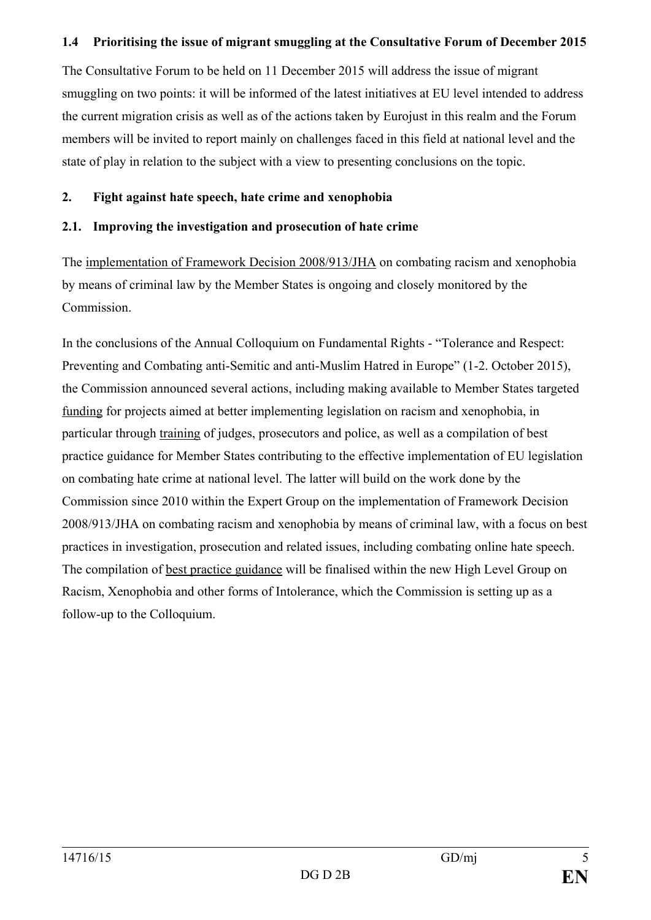### 1.4 Prioritising the issue of migrant smuggling at the Consultative Forum of December 2015

The Consultative Forum to be held on 11 December 2015 will address the issue of migrant smuggling on two points: it will be informed of the latest initiatives at EU level intended to address the current migration crisis as well as of the actions taken by Eurojust in this realm and the Forum members will be invited to report mainly on challenges faced in this field at national level and the state of play in relation to the subject with a view to presenting conclusions on the topic.

## 2. Fight against hate speech, hate crime and xenophobia

### 2.1. Improving the investigation and prosecution of hate crime

The implementation of Framework Decision 2008/913/JHA on combating racism and xenophobia by means of criminal law by the Member States is ongoing and closely monitored by the Commission.

In the conclusions of the Annual Colloquium on Fundamental Rights - "Tolerance and Respect: Preventing and Combating anti-Semitic and anti-Muslim Hatred in Europe" (1-2. October 2015), the Commission announced several actions, including making available to Member States targeted funding for projects aimed at better implementing legislation on racism and xenophobia, in particular through training of judges, prosecutors and police, as well as a compilation of best practice guidance for Member States contributing to the effective implementation of EU legislation on combating hate crime at national level. The latter will build on the work done by the Commission since 2010 within the Expert Group on the implementation of Framework Decision 2008/913/JHA on combating racism and xenophobia by means of criminal law, with a focus on best practices in investigation, prosecution and related issues, including combating online hate speech. The compilation of best practice guidance will be finalised within the new High Level Group on Racism, Xenophobia and other forms of Intolerance, which the Commission is setting up as a follow-up to the Colloquium.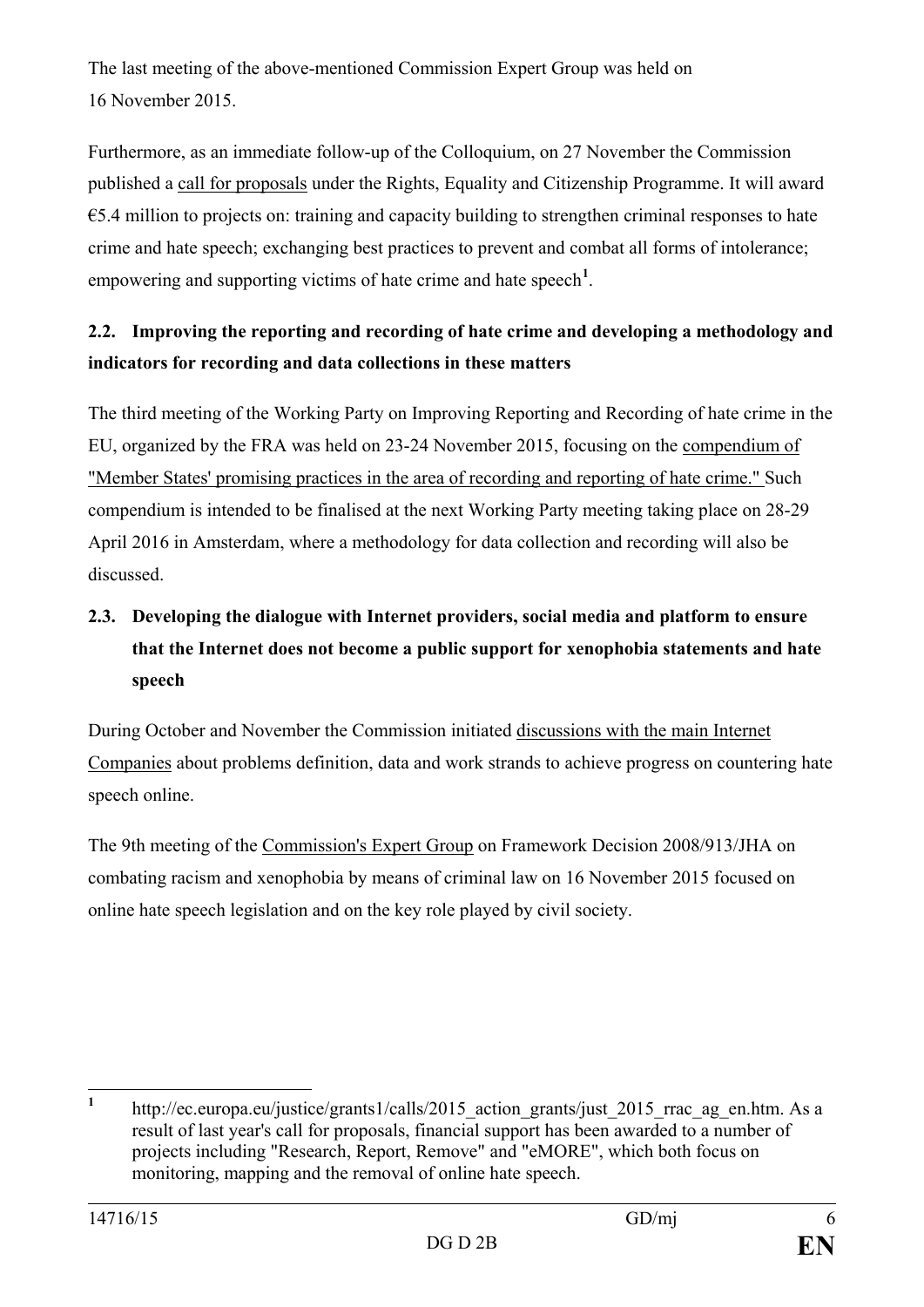The last meeting of the above-mentioned Commission Expert Group was held on 16 November 2015.

Furthermore, as an immediate follow-up of the Colloquium, on 27 November the Commission published a call for proposals under the Rights, Equality and Citizenship Programme. It will award €5.4 million to projects on: training and capacity building to strengthen criminal responses to hate crime and hate speech; exchanging best practices to prevent and combat all forms of intolerance; empowering and supporting victims of hate crime and hate speech[1].

### 2.2. Improving the reporting and recording of hate crime and developing a methodology and indicators for recording and data collections in these matters

The third meeting of the Working Party on Improving Reporting and Recording of hate crime in the EU, organized by the FRA was held on 23-24 November 2015, focusing on the compendium of "Member States' promising practices in the area of recording and reporting of hate crime." Such compendium is intended to be finalised at the next Working Party meeting taking place on 28-29 April 2016 in Amsterdam, where a methodology for data collection and recording will also be discussed.

### 2.3. Developing the dialogue with Internet providers, social media and platform to ensure that the Internet does not become a public support for xenophobia statements and hate speech

During October and November the Commission initiated discussions with the main Internet Companies about problems definition, data and work strands to achieve progress on countering hate speech online.

The 9th meeting of the Commission's Expert Group on Framework Decision 2008/913/JHA on combating racism and xenophobia by means of criminal law on 16 November 2015 focused on online hate speech legislation and on the key role played by civil society.

---

[1] http://ec.europa.eu/justice/grants1/calls/2015_action_grants/just_2015_rrac_ag_en.htm. As a result of last year's call for proposals, financial support has been awarded to a number of projects including "Research, Report, Remove" and "eMORE", which both focus on monitoring, mapping and the removal of online hate speech.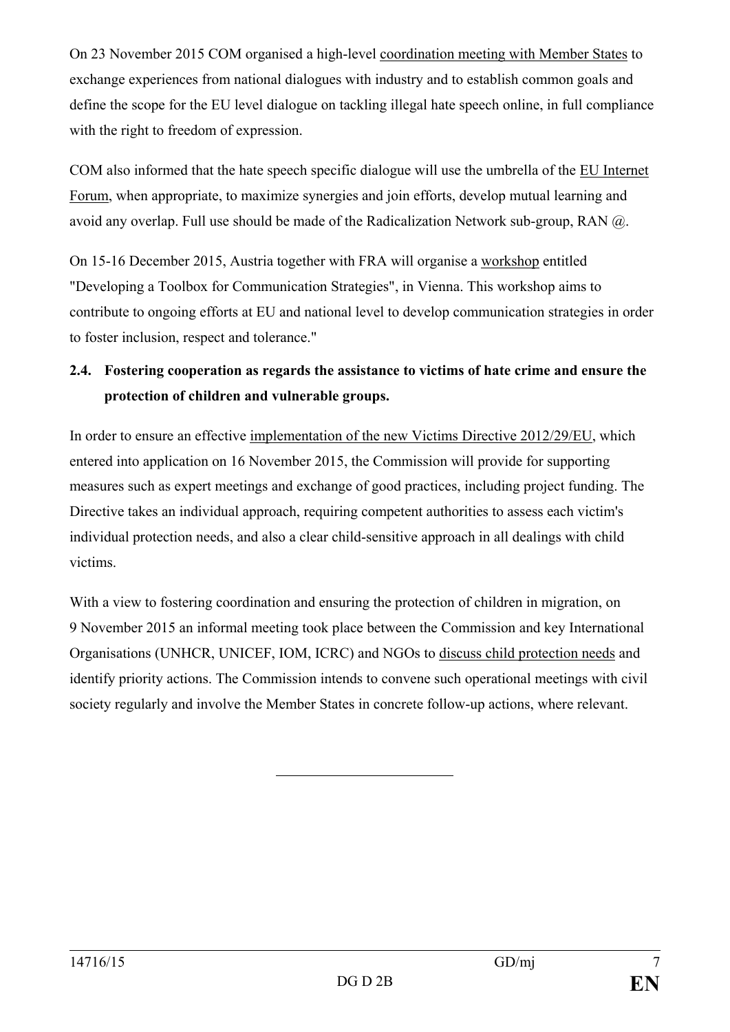On 23 November 2015 COM organised a high-level coordination meeting with Member States to exchange experiences from national dialogues with industry and to establish common goals and define the scope for the EU level dialogue on tackling illegal hate speech online, in full compliance with the right to freedom of expression.

COM also informed that the hate speech specific dialogue will use the umbrella of the EU Internet Forum, when appropriate, to maximize synergies and join efforts, develop mutual learning and avoid any overlap. Full use should be made of the Radicalization Network sub-group, RAN @.

On 15-16 December 2015, Austria together with FRA will organise a workshop entitled "Developing a Toolbox for Communication Strategies", in Vienna. This workshop aims to contribute to ongoing efforts at EU and national level to develop communication strategies in order to foster inclusion, respect and tolerance."

### 2.4. Fostering cooperation as regards the assistance to victims of hate crime and ensure the protection of children and vulnerable groups.

In order to ensure an effective implementation of the new Victims Directive 2012/29/EU, which entered into application on 16 November 2015, the Commission will provide for supporting measures such as expert meetings and exchange of good practices, including project funding. The Directive takes an individual approach, requiring competent authorities to assess each victim's individual protection needs, and also a clear child-sensitive approach in all dealings with child victims.

With a view to fostering coordination and ensuring the protection of children in migration, on 9 November 2015 an informal meeting took place between the Commission and key International Organisations (UNHCR, UNICEF, IOM, ICRC) and NGOs to discuss child protection needs and identify priority actions. The Commission intends to convene such operational meetings with civil society regularly and involve the Member States in concrete follow-up actions, where relevant.